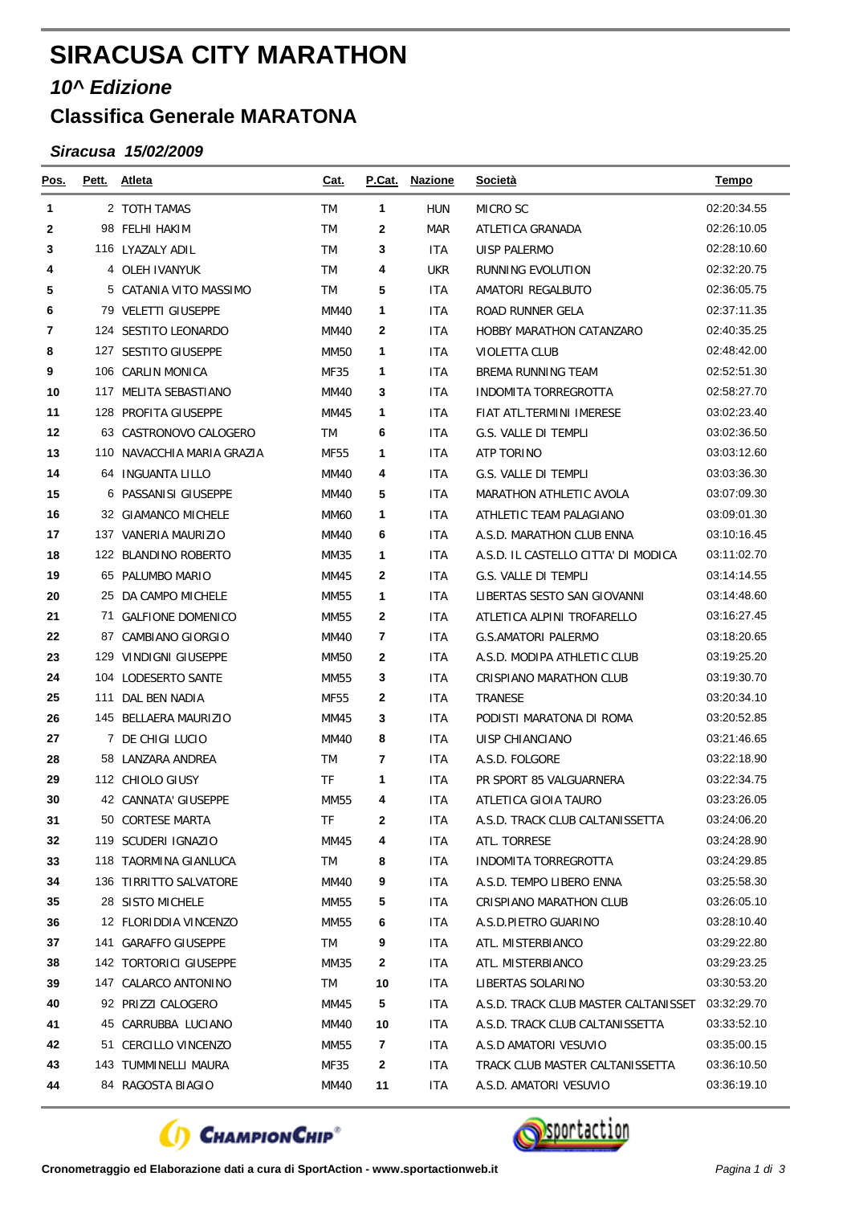# SIRACUSA CITY MARATHON

## *10^ Edizione*

## Classifica Generale MARATONA

### *Siracusa 15/02/2009*

| Pos. | Pett. | Atleta | Cat. | P.Cat. | Nazione | Società | Tempo |
|---|---|---|---|---|---|---|---|
| 1 | 2 | TOTH TAMAS | TM | 1 | HUN | MICRO SC | 02:20:34.55 |
| 2 | 98 | FELHI HAKIM | TM | 2 | MAR | ATLETICA GRANADA | 02:26:10.05 |
| 3 | 116 | LYAZALY ADIL | TM | 3 | ITA | UISP PALERMO | 02:28:10.60 |
| 4 | 4 | OLEH IVANYUK | TM | 4 | UKR | RUNNING EVOLUTION | 02:32:20.75 |
| 5 | 5 | CATANIA VITO MASSIMO | TM | 5 | ITA | AMATORI REGALBUTO | 02:36:05.75 |
| 6 | 79 | VELETTI GIUSEPPE | MM40 | 1 | ITA | ROAD RUNNER GELA | 02:37:11.35 |
| 7 | 124 | SESTITO LEONARDO | MM40 | 2 | ITA | HOBBY MARATHON CATANZARO | 02:40:35.25 |
| 8 | 127 | SESTITO GIUSEPPE | MM50 | 1 | ITA | VIOLETTA CLUB | 02:48:42.00 |
| 9 | 106 | CARLIN MONICA | MF35 | 1 | ITA | BREMA RUNNING TEAM | 02:52:51.30 |
| 10 | 117 | MELITA SEBASTIANO | MM40 | 3 | ITA | INDOMITA TORREGROTTA | 02:58:27.70 |
| 11 | 128 | PROFITA GIUSEPPE | MM45 | 1 | ITA | FIAT ATL.TERMINI IMERESE | 03:02:23.40 |
| 12 | 63 | CASTRONOVO CALOGERO | TM | 6 | ITA | G.S. VALLE DI TEMPLI | 03:02:36.50 |
| 13 | 110 | NAVACCHIA MARIA GRAZIA | MF55 | 1 | ITA | ATP TORINO | 03:03:12.60 |
| 14 | 64 | INGUANTA LILLO | MM40 | 4 | ITA | G.S. VALLE DI TEMPLI | 03:03:36.30 |
| 15 | 6 | PASSANISI GIUSEPPE | MM40 | 5 | ITA | MARATHON ATHLETIC AVOLA | 03:07:09.30 |
| 16 | 32 | GIAMANCO MICHELE | MM60 | 1 | ITA | ATHLETIC TEAM PALAGIANO | 03:09:01.30 |
| 17 | 137 | VANERIA MAURIZIO | MM40 | 6 | ITA | A.S.D. MARATHON CLUB ENNA | 03:10:16.45 |
| 18 | 122 | BLANDINO ROBERTO | MM35 | 1 | ITA | A.S.D. IL CASTELLO CITTA' DI MODICA | 03:11:02.70 |
| 19 | 65 | PALUMBO MARIO | MM45 | 2 | ITA | G.S. VALLE DI TEMPLI | 03:14:14.55 |
| 20 | 25 | DA CAMPO MICHELE | MM55 | 1 | ITA | LIBERTAS SESTO SAN GIOVANNI | 03:14:48.60 |
| 21 | 71 | GALFIONE DOMENICO | MM55 | 2 | ITA | ATLETICA ALPINI TROFARELLO | 03:16:27.45 |
| 22 | 87 | CAMBIANO GIORGIO | MM40 | 7 | ITA | G.S.AMATORI PALERMO | 03:18:20.65 |
| 23 | 129 | VINDIGNI GIUSEPPE | MM50 | 2 | ITA | A.S.D. MODIPA ATHLETIC CLUB | 03:19:25.20 |
| 24 | 104 | LODESERTO SANTE | MM55 | 3 | ITA | CRISPIANO MARATHON CLUB | 03:19:30.70 |
| 25 | 111 | DAL BEN NADIA | MF55 | 2 | ITA | TRANESE | 03:20:34.10 |
| 26 | 145 | BELLAERA MAURIZIO | MM45 | 3 | ITA | PODISTI MARATONA DI ROMA | 03:20:52.85 |
| 27 | 7 | DE CHIGI LUCIO | MM40 | 8 | ITA | UISP CHIANCIANO | 03:21:46.65 |
| 28 | 58 | LANZARA ANDREA | TM | 7 | ITA | A.S.D. FOLGORE | 03:22:18.90 |
| 29 | 112 | CHIOLO GIUSY | TF | 1 | ITA | PR SPORT 85 VALGUARNERA | 03:22:34.75 |
| 30 | 42 | CANNATA' GIUSEPPE | MM55 | 4 | ITA | ATLETICA GIOIA TAURO | 03:23:26.05 |
| 31 | 50 | CORTESE MARTA | TF | 2 | ITA | A.S.D. TRACK CLUB CALTANISSETTA | 03:24:06.20 |
| 32 | 119 | SCUDERI IGNAZIO | MM45 | 4 | ITA | ATL. TORRESE | 03:24:28.90 |
| 33 | 118 | TAORMINA GIANLUCA | TM | 8 | ITA | INDOMITA TORREGROTTA | 03:24:29.85 |
| 34 | 136 | TIRRITTO SALVATORE | MM40 | 9 | ITA | A.S.D. TEMPO LIBERO ENNA | 03:25:58.30 |
| 35 | 28 | SISTO MICHELE | MM55 | 5 | ITA | CRISPIANO MARATHON CLUB | 03:26:05.10 |
| 36 | 12 | FLORIDDIA VINCENZO | MM55 | 6 | ITA | A.S.D.PIETRO GUARINO | 03:28:10.40 |
| 37 | 141 | GARAFFO GIUSEPPE | TM | 9 | ITA | ATL. MISTERBIANCO | 03:29:22.80 |
| 38 | 142 | TORTORICI GIUSEPPE | MM35 | 2 | ITA | ATL. MISTERBIANCO | 03:29:23.25 |
| 39 | 147 | CALARCO ANTONINO | TM | 10 | ITA | LIBERTAS SOLARINO | 03:30:53.20 |
| 40 | 92 | PRIZZI CALOGERO | MM45 | 5 | ITA | A.S.D. TRACK CLUB MASTER CALTANISSET | 03:32:29.70 |
| 41 | 45 | CARRUBBA LUCIANO | MM40 | 10 | ITA | A.S.D. TRACK CLUB CALTANISSETTA | 03:33:52.10 |
| 42 | 51 | CERCILLO VINCENZO | MM55 | 7 | ITA | A.S.D AMATORI VESUVIO | 03:35:00.15 |
| 43 | 143 | TUMMINELLI MAURA | MF35 | 2 | ITA | TRACK CLUB MASTER CALTANISSETTA | 03:36:10.50 |
| 44 | 84 | RAGOSTA BIAGIO | MM40 | 11 | ITA | A.S.D. AMATORI VESUVIO | 03:36:19.10 |

**Cronometraggio ed Elaborazione dati a cura di SportAction - www.sportactionweb.it**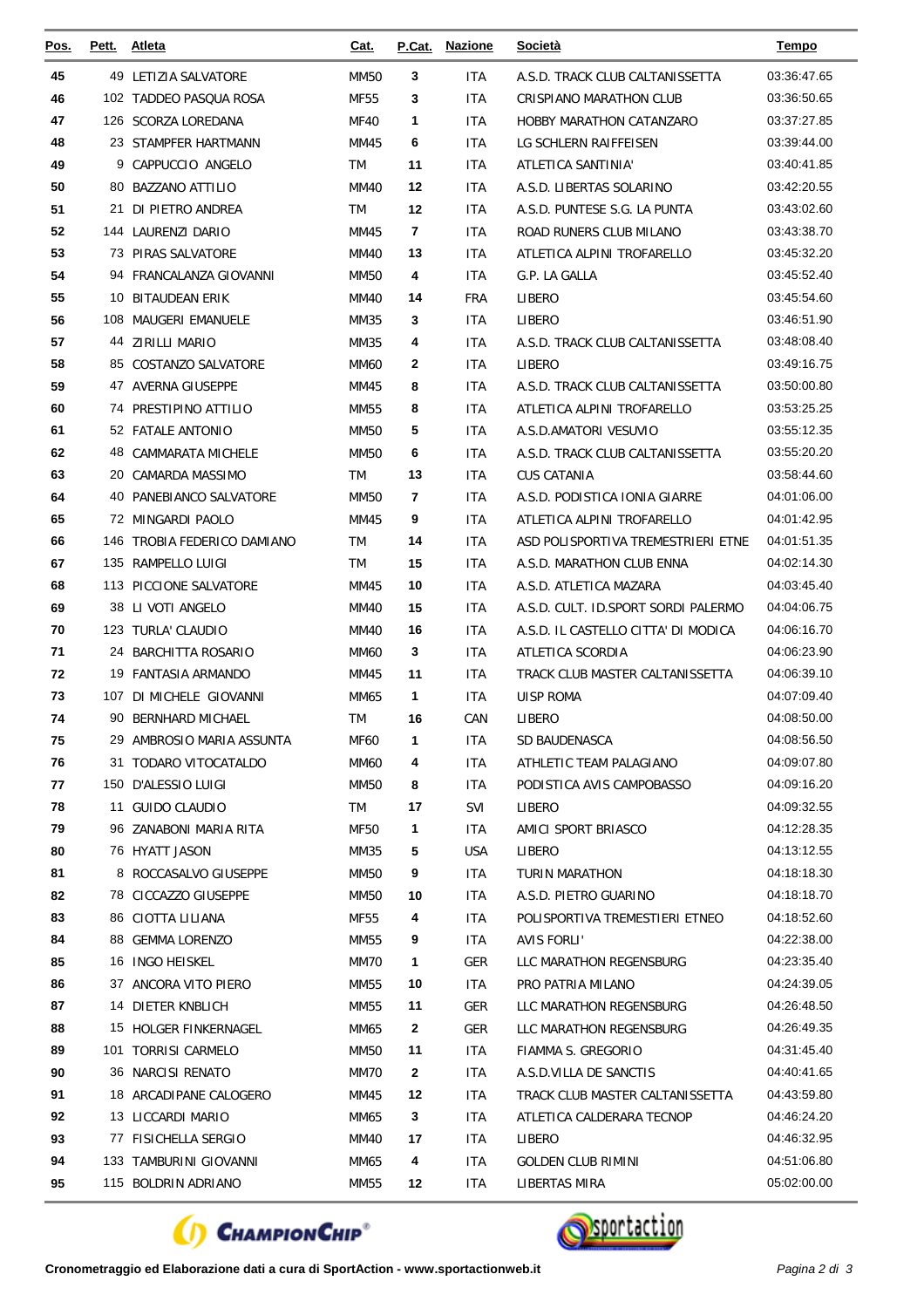| Pos. | Pett. | Atleta | Cat. | P.Cat. | Nazione | Società | Tempo |
|---|---|---|---|---|---|---|---|
| 45 | 49 | LETIZIA SALVATORE | MM50 | 3 | ITA | A.S.D. TRACK CLUB CALTANISSETTA | 03:36:47.65 |
| 46 | 102 | TADDEO PASQUA ROSA | MF55 | 3 | ITA | CRISPIANO MARATHON CLUB | 03:36:50.65 |
| 47 | 126 | SCORZA LOREDANA | MF40 | 1 | ITA | HOBBY MARATHON CATANZARO | 03:37:27.85 |
| 48 | 23 | STAMPFER HARTMANN | MM45 | 6 | ITA | LG SCHLERN RAIFFEISEN | 03:39:44.00 |
| 49 | 9 | CAPPUCCIO ANGELO | TM | 11 | ITA | ATLETICA SANTINIA' | 03:40:41.85 |
| 50 | 80 | BAZZANO ATTILIO | MM40 | 12 | ITA | A.S.D. LIBERTAS SOLARINO | 03:42:20.55 |
| 51 | 21 | DI PIETRO ANDREA | TM | 12 | ITA | A.S.D. PUNTESE S.G. LA PUNTA | 03:43:02.60 |
| 52 | 144 | LAURENZI DARIO | MM45 | 7 | ITA | ROAD RUNERS CLUB MILANO | 03:43:38.70 |
| 53 | 73 | PIRAS SALVATORE | MM40 | 13 | ITA | ATLETICA ALPINI TROFARELLO | 03:45:32.20 |
| 54 | 94 | FRANCALANZA GIOVANNI | MM50 | 4 | ITA | G.P. LA GALLA | 03:45:52.40 |
| 55 | 10 | BITAUDEAN ERIK | MM40 | 14 | FRA | LIBERO | 03:45:54.60 |
| 56 | 108 | MAUGERI EMANUELE | MM35 | 3 | ITA | LIBERO | 03:46:51.90 |
| 57 | 44 | ZIRILLI MARIO | MM35 | 4 | ITA | A.S.D. TRACK CLUB CALTANISSETTA | 03:48:08.40 |
| 58 | 85 | COSTANZO SALVATORE | MM60 | 2 | ITA | LIBERO | 03:49:16.75 |
| 59 | 47 | AVERNA GIUSEPPE | MM45 | 8 | ITA | A.S.D. TRACK CLUB CALTANISSETTA | 03:50:00.80 |
| 60 | 74 | PRESTIPINO ATTILIO | MM55 | 8 | ITA | ATLETICA ALPINI TROFARELLO | 03:53:25.25 |
| 61 | 52 | FATALE ANTONIO | MM50 | 5 | ITA | A.S.D.AMATORI VESUVIO | 03:55:12.35 |
| 62 | 48 | CAMMARATA MICHELE | MM50 | 6 | ITA | A.S.D. TRACK CLUB CALTANISSETTA | 03:55:20.20 |
| 63 | 20 | CAMARDA MASSIMO | TM | 13 | ITA | CUS CATANIA | 03:58:44.60 |
| 64 | 40 | PANEBIANCO SALVATORE | MM50 | 7 | ITA | A.S.D. PODISTICA IONIA GIARRE | 04:01:06.00 |
| 65 | 72 | MINGARDI PAOLO | MM45 | 9 | ITA | ATLETICA ALPINI TROFARELLO | 04:01:42.95 |
| 66 | 146 | TROBIA FEDERICO DAMIANO | TM | 14 | ITA | ASD POLISPORTIVA TREMESTRIERI ETNE | 04:01:51.35 |
| 67 | 135 | RAMPELLO LUIGI | TM | 15 | ITA | A.S.D. MARATHON CLUB ENNA | 04:02:14.30 |
| 68 | 113 | PICCIONE SALVATORE | MM45 | 10 | ITA | A.S.D. ATLETICA MAZARA | 04:03:45.40 |
| 69 | 38 | LI VOTI ANGELO | MM40 | 15 | ITA | A.S.D. CULT. ID.SPORT SORDI PALERMO | 04:04:06.75 |
| 70 | 123 | TURLA' CLAUDIO | MM40 | 16 | ITA | A.S.D. IL CASTELLO CITTA' DI MODICA | 04:06:16.70 |
| 71 | 24 | BARCHITTA ROSARIO | MM60 | 3 | ITA | ATLETICA SCORDIA | 04:06:23.90 |
| 72 | 19 | FANTASIA ARMANDO | MM45 | 11 | ITA | TRACK CLUB MASTER CALTANISSETTA | 04:06:39.10 |
| 73 | 107 | DI MICHELE GIOVANNI | MM65 | 1 | ITA | UISP ROMA | 04:07:09.40 |
| 74 | 90 | BERNHARD MICHAEL | TM | 16 | CAN | LIBERO | 04:08:50.00 |
| 75 | 29 | AMBROSIO MARIA ASSUNTA | MF60 | 1 | ITA | SD BAUDENASCA | 04:08:56.50 |
| 76 | 31 | TODARO VITOCATALDO | MM60 | 4 | ITA | ATHLETIC TEAM PALAGIANO | 04:09:07.80 |
| 77 | 150 | D'ALESSIO LUIGI | MM50 | 8 | ITA | PODISTICA AVIS CAMPOBASSO | 04:09:16.20 |
| 78 | 11 | GUIDO CLAUDIO | TM | 17 | SVI | LIBERO | 04:09:32.55 |
| 79 | 96 | ZANABONI MARIA RITA | MF50 | 1 | ITA | AMICI SPORT BRIASCO | 04:12:28.35 |
| 80 | 76 | HYATT JASON | MM35 | 5 | USA | LIBERO | 04:13:12.55 |
| 81 | 8 | ROCCASALVO GIUSEPPE | MM50 | 9 | ITA | TURIN MARATHON | 04:18:18.30 |
| 82 | 78 | CICCAZZO GIUSEPPE | MM50 | 10 | ITA | A.S.D. PIETRO GUARINO | 04:18:18.70 |
| 83 | 86 | CIOTTA LILIANA | MF55 | 4 | ITA | POLISPORTIVA TREMESTIERI ETNEO | 04:18:52.60 |
| 84 | 88 | GEMMA LORENZO | MM55 | 9 | ITA | AVIS FORLI' | 04:22:38.00 |
| 85 | 16 | INGO HEISKEL | MM70 | 1 | GER | LLC MARATHON REGENSBURG | 04:23:35.40 |
| 86 | 37 | ANCORA VITO PIERO | MM55 | 10 | ITA | PRO PATRIA MILANO | 04:24:39.05 |
| 87 | 14 | DIETER KNBLICH | MM55 | 11 | GER | LLC MARATHON REGENSBURG | 04:26:48.50 |
| 88 | 15 | HOLGER FINKERNAGEL | MM65 | 2 | GER | LLC MARATHON REGENSBURG | 04:26:49.35 |
| 89 | 101 | TORRISI CARMELO | MM50 | 11 | ITA | FIAMMA S. GREGORIO | 04:31:45.40 |
| 90 | 36 | NARCISI RENATO | MM70 | 2 | ITA | A.S.D.VILLA DE SANCTIS | 04:40:41.65 |
| 91 | 18 | ARCADIPANE CALOGERO | MM45 | 12 | ITA | TRACK CLUB MASTER CALTANISSETTA | 04:43:59.80 |
| 92 | 13 | LICCARDI MARIO | MM65 | 3 | ITA | ATLETICA CALDERARA TECNOP | 04:46:24.20 |
| 93 | 77 | FISICHELLA SERGIO | MM40 | 17 | ITA | LIBERO | 04:46:32.95 |
| 94 | 133 | TAMBURINI GIOVANNI | MM65 | 4 | ITA | GOLDEN CLUB RIMINI | 04:51:06.80 |
| 95 | 115 | BOLDRIN ADRIANO | MM55 | 12 | ITA | LIBERTAS MIRA | 05:02:00.00 |

**Cronometraggio ed Elaborazione dati a cura di SportAction - www.sportactionweb.it**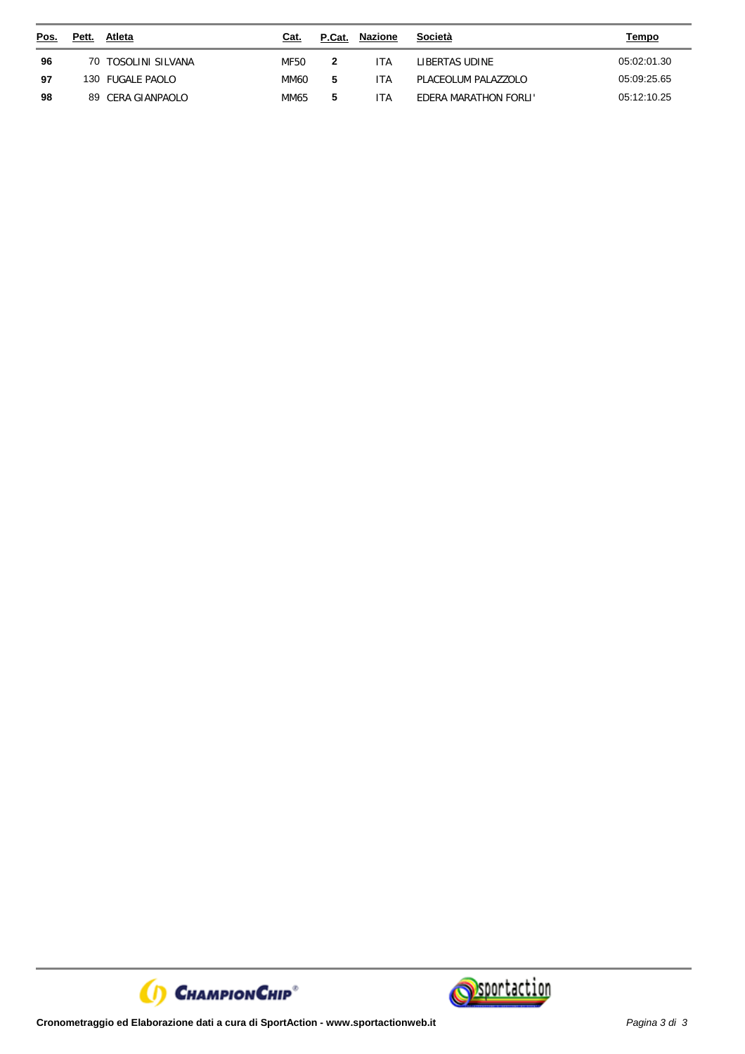| Pos. | Pett. | Atleta | Cat. | P.Cat. | Nazione | Società | Tempo |
|---|---|---|---|---|---|---|---|
| **96** | 70 | TOSOLINI SILVANA | MF50 | **2** | ITA | LIBERTAS UDINE | 05:02:01.30 |
| **97** | 130 | FUGALE PAOLO | MM60 | **5** | ITA | PLACEOLUM PALAZZOLO | 05:09:25.65 |
| **98** | 89 | CERA GIANPAOLO | MM65 | **5** | ITA | EDERA MARATHON FORLI' | 05:12:10.25 |

**Cronometraggio ed Elaborazione dati a cura di SportAction - www.sportactionweb.it**